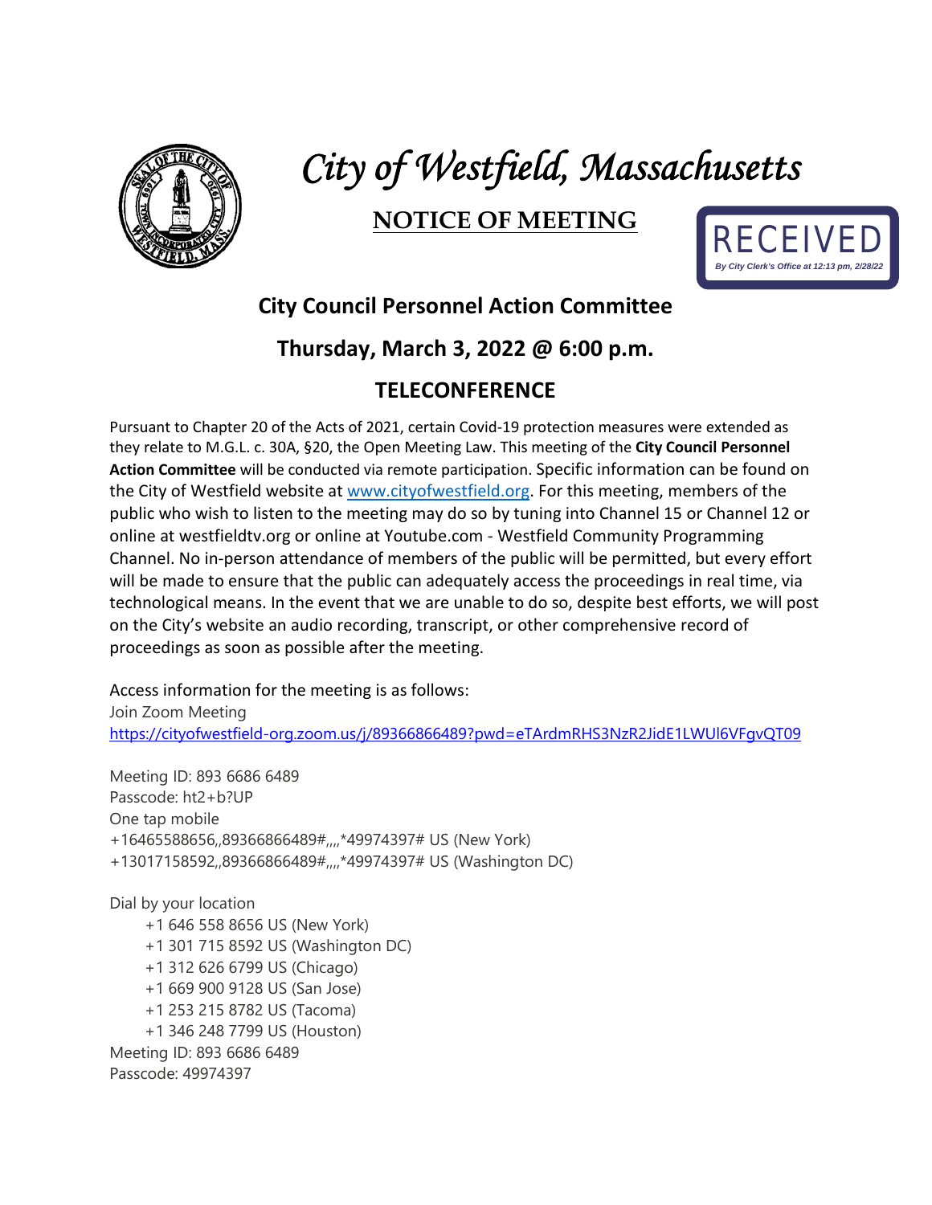# *City of Westfield, Massachusetts*

## NOTICE OF MEETING

RECEIVED
*By City Clerk's Office at 12:13 pm, 2/28/22*

## City Council Personnel Action Committee

## Thursday, March 3, 2022 @ 6:00 p.m.

## TELECONFERENCE

Pursuant to Chapter 20 of the Acts of 2021, certain Covid-19 protection measures were extended as they relate to M.G.L. c. 30A, §20, the Open Meeting Law. This meeting of the **City Council Personnel Action Committee** will be conducted via remote participation. Specific information can be found on the City of Westfield website at [www.cityofwestfield.org](http://www.cityofwestfield.org). For this meeting, members of the public who wish to listen to the meeting may do so by tuning into Channel 15 or Channel 12 or online at westfieldtv.org or online at Youtube.com - Westfield Community Programming Channel. No in-person attendance of members of the public will be permitted, but every effort will be made to ensure that the public can adequately access the proceedings in real time, via technological means. In the event that we are unable to do so, despite best efforts, we will post on the City's website an audio recording, transcript, or other comprehensive record of proceedings as soon as possible after the meeting.

Access information for the meeting is as follows:
Join Zoom Meeting
[https://cityofwestfield-org.zoom.us/j/89366866489?pwd=eTArdmRHS3NzR2JidE1LWUl6VFgvQT09](https://cityofwestfield-org.zoom.us/j/89366866489?pwd=eTArdmRHS3NzR2JidE1LWUl6VFgvQT09)

Meeting ID: 893 6686 6489
Passcode: ht2+b?UP
One tap mobile
+16465588656,,89366866489#,,,,*49974397# US (New York)
+13017158592,,89366866489#,,,,*49974397# US (Washington DC)

Dial by your location
- +1 646 558 8656 US (New York)
- +1 301 715 8592 US (Washington DC)
- +1 312 626 6799 US (Chicago)
- +1 669 900 9128 US (San Jose)
- +1 253 215 8782 US (Tacoma)
- +1 346 248 7799 US (Houston)

Meeting ID: 893 6686 6489
Passcode: 49974397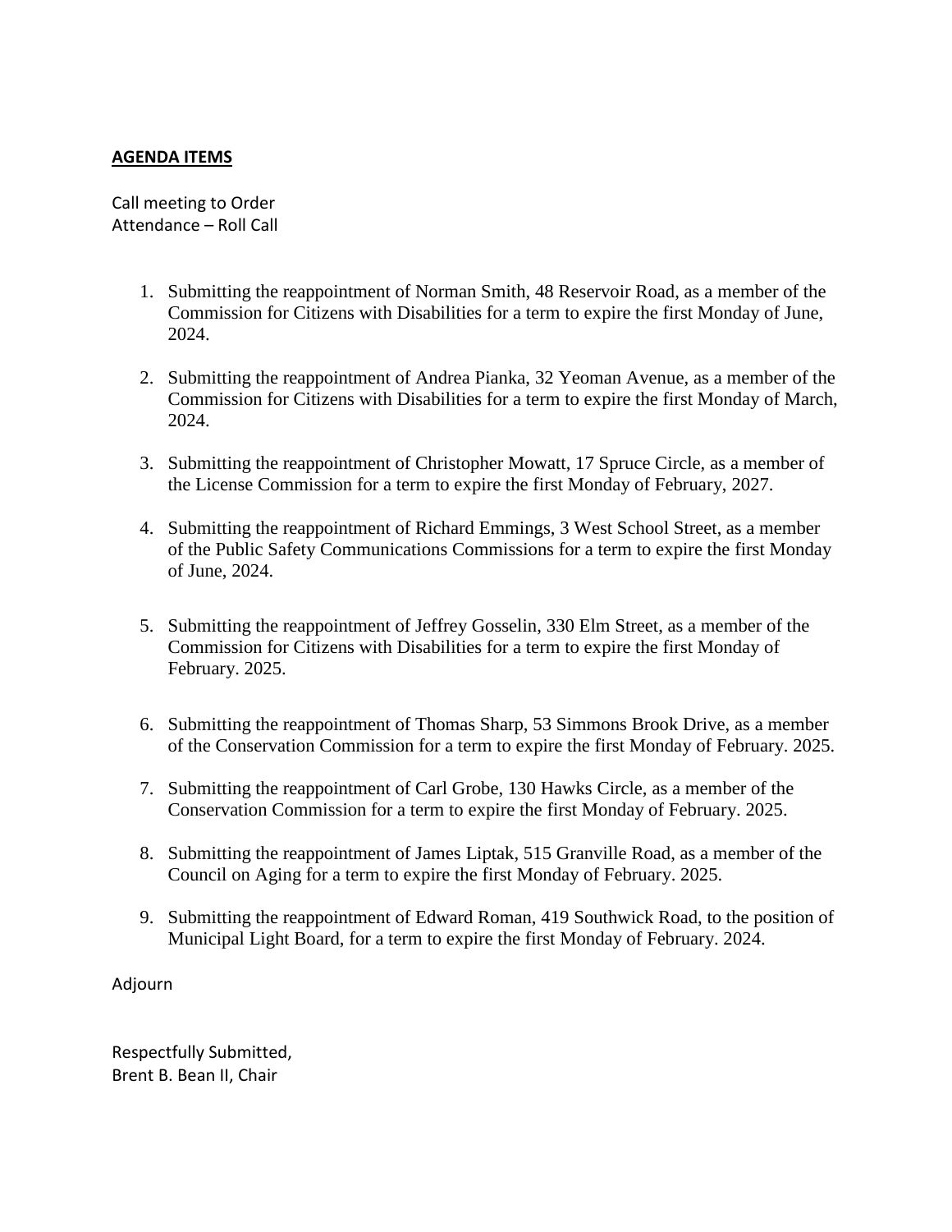**AGENDA ITEMS**

Call meeting to Order
Attendance – Roll Call

1. Submitting the reappointment of Norman Smith, 48 Reservoir Road, as a member of the Commission for Citizens with Disabilities for a term to expire the first Monday of June, 2024.

2. Submitting the reappointment of Andrea Pianka, 32 Yeoman Avenue, as a member of the Commission for Citizens with Disabilities for a term to expire the first Monday of March, 2024.

3. Submitting the reappointment of Christopher Mowatt, 17 Spruce Circle, as a member of the License Commission for a term to expire the first Monday of February, 2027.

4. Submitting the reappointment of Richard Emmings, 3 West School Street, as a member of the Public Safety Communications Commissions for a term to expire the first Monday of June, 2024.

5. Submitting the reappointment of Jeffrey Gosselin, 330 Elm Street, as a member of the Commission for Citizens with Disabilities for a term to expire the first Monday of February. 2025.

6. Submitting the reappointment of Thomas Sharp, 53 Simmons Brook Drive, as a member of the Conservation Commission for a term to expire the first Monday of February. 2025.

7. Submitting the reappointment of Carl Grobe, 130 Hawks Circle, as a member of the Conservation Commission for a term to expire the first Monday of February. 2025.

8. Submitting the reappointment of James Liptak, 515 Granville Road, as a member of the Council on Aging for a term to expire the first Monday of February. 2025.

9. Submitting the reappointment of Edward Roman, 419 Southwick Road, to the position of Municipal Light Board, for a term to expire the first Monday of February. 2024.

Adjourn

Respectfully Submitted,
Brent B. Bean II, Chair